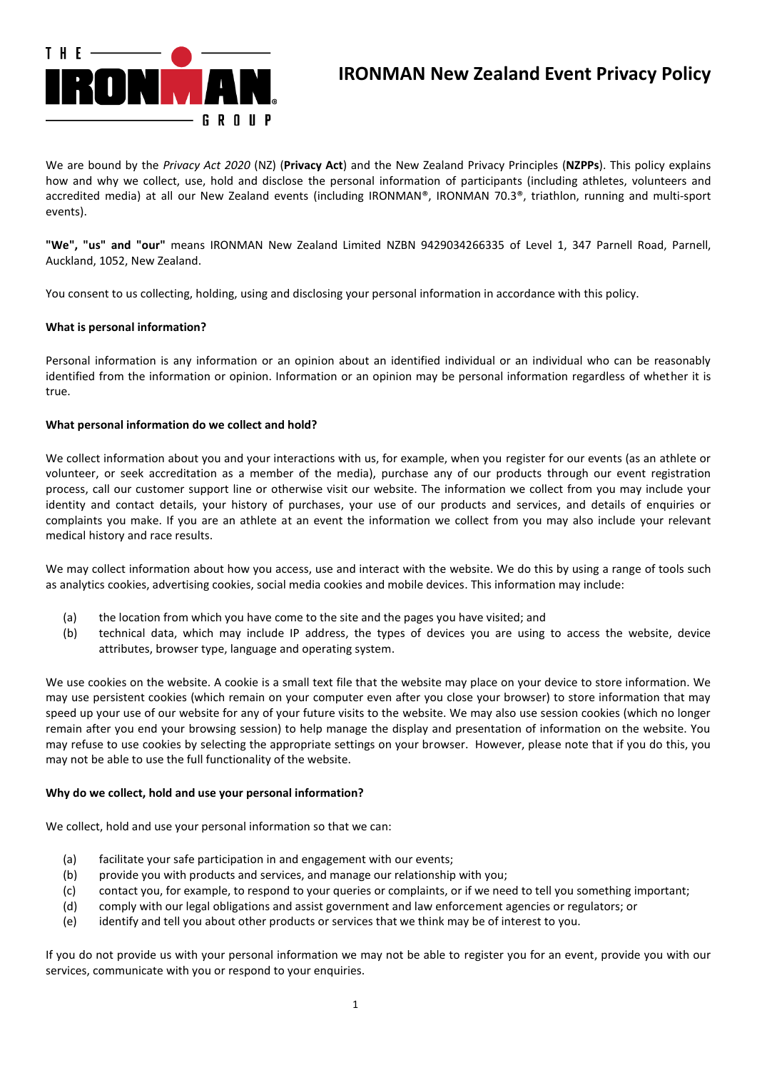# IRONMAN New Zealand Event Privacy Policy

We are bound by the *Privacy Act 2020* (NZ) (**Privacy Act**) and the New Zealand Privacy Principles (**NZPPs**). This policy explains how and why we collect, use, hold and disclose the personal information of participants (including athletes, volunteers and accredited media) at all our New Zealand events (including IRONMAN®, IRONMAN 70.3®, triathlon, running and multi-sport events).

**"We", "us" and "our"** means IRONMAN New Zealand Limited NZBN 9429034266335 of Level 1, 347 Parnell Road, Parnell, Auckland, 1052, New Zealand.

You consent to us collecting, holding, using and disclosing your personal information in accordance with this policy.

**What is personal information?**

Personal information is any information or an opinion about an identified individual or an individual who can be reasonably identified from the information or opinion. Information or an opinion may be personal information regardless of whether it is true.

**What personal information do we collect and hold?**

We collect information about you and your interactions with us, for example, when you register for our events (as an athlete or volunteer, or seek accreditation as a member of the media), purchase any of our products through our event registration process, call our customer support line or otherwise visit our website. The information we collect from you may include your identity and contact details, your history of purchases, your use of our products and services, and details of enquiries or complaints you make. If you are an athlete at an event the information we collect from you may also include your relevant medical history and race results.

We may collect information about how you access, use and interact with the website. We do this by using a range of tools such as analytics cookies, advertising cookies, social media cookies and mobile devices. This information may include:

(a) the location from which you have come to the site and the pages you have visited; and
(b) technical data, which may include IP address, the types of devices you are using to access the website, device attributes, browser type, language and operating system.

We use cookies on the website. A cookie is a small text file that the website may place on your device to store information. We may use persistent cookies (which remain on your computer even after you close your browser) to store information that may speed up your use of our website for any of your future visits to the website. We may also use session cookies (which no longer remain after you end your browsing session) to help manage the display and presentation of information on the website. You may refuse to use cookies by selecting the appropriate settings on your browser. However, please note that if you do this, you may not be able to use the full functionality of the website.

**Why do we collect, hold and use your personal information?**

We collect, hold and use your personal information so that we can:

(a) facilitate your safe participation in and engagement with our events;
(b) provide you with products and services, and manage our relationship with you;
(c) contact you, for example, to respond to your queries or complaints, or if we need to tell you something important;
(d) comply with our legal obligations and assist government and law enforcement agencies or regulators; or
(e) identify and tell you about other products or services that we think may be of interest to you.

If you do not provide us with your personal information we may not be able to register you for an event, provide you with our services, communicate with you or respond to your enquiries.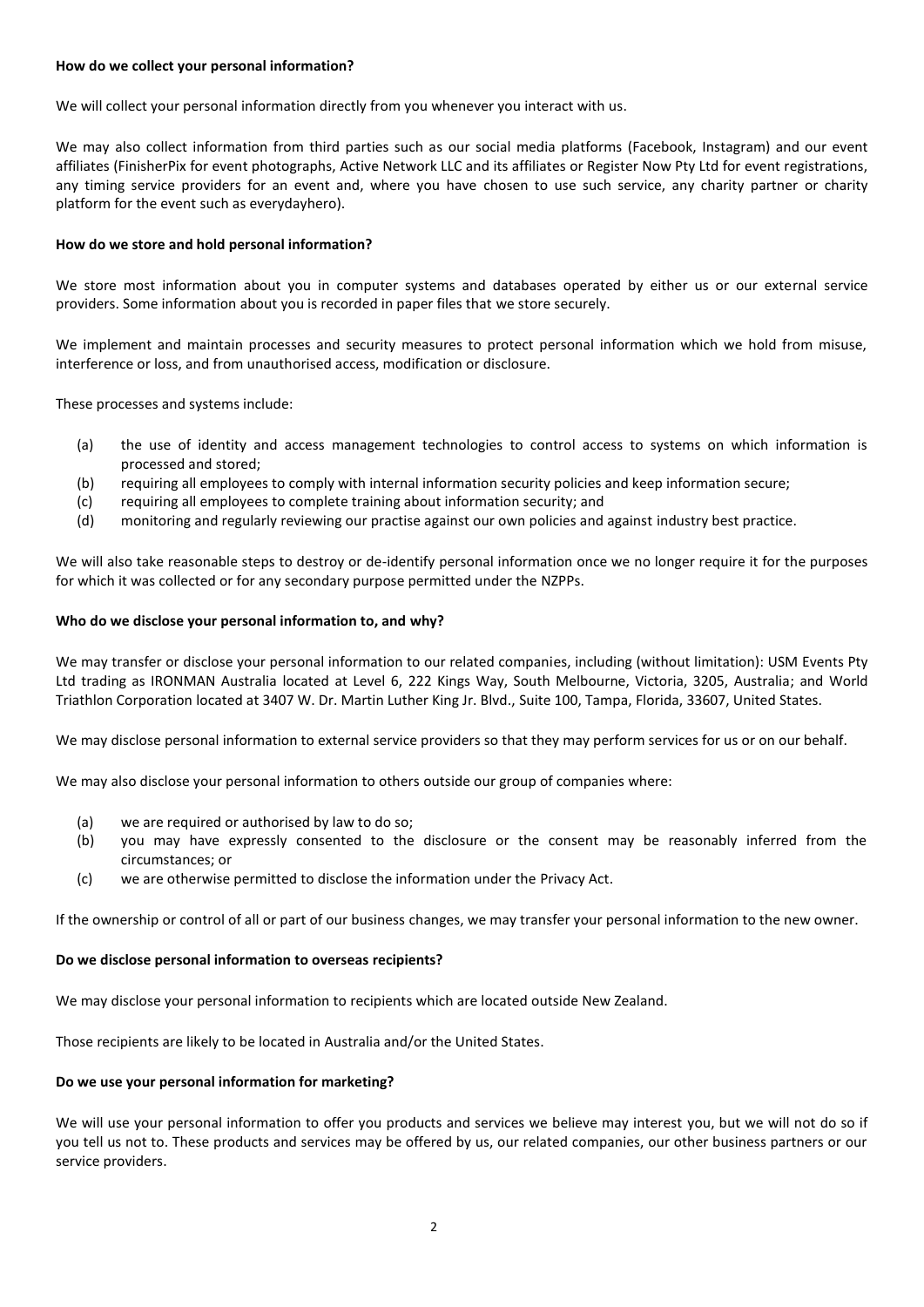**How do we collect your personal information?**

We will collect your personal information directly from you whenever you interact with us.

We may also collect information from third parties such as our social media platforms (Facebook, Instagram) and our event affiliates (FinisherPix for event photographs, Active Network LLC and its affiliates or Register Now Pty Ltd for event registrations, any timing service providers for an event and, where you have chosen to use such service, any charity partner or charity platform for the event such as everydayhero).

**How do we store and hold personal information?**

We store most information about you in computer systems and databases operated by either us or our external service providers. Some information about you is recorded in paper files that we store securely.

We implement and maintain processes and security measures to protect personal information which we hold from misuse, interference or loss, and from unauthorised access, modification or disclosure.

These processes and systems include:

- (a) the use of identity and access management technologies to control access to systems on which information is processed and stored;
- (b) requiring all employees to comply with internal information security policies and keep information secure;
- (c) requiring all employees to complete training about information security; and
- (d) monitoring and regularly reviewing our practise against our own policies and against industry best practice.

We will also take reasonable steps to destroy or de-identify personal information once we no longer require it for the purposes for which it was collected or for any secondary purpose permitted under the NZPPs.

**Who do we disclose your personal information to, and why?**

We may transfer or disclose your personal information to our related companies, including (without limitation): USM Events Pty Ltd trading as IRONMAN Australia located at Level 6, 222 Kings Way, South Melbourne, Victoria, 3205, Australia; and World Triathlon Corporation located at 3407 W. Dr. Martin Luther King Jr. Blvd., Suite 100, Tampa, Florida, 33607, United States.

We may disclose personal information to external service providers so that they may perform services for us or on our behalf.

We may also disclose your personal information to others outside our group of companies where:

- (a) we are required or authorised by law to do so;
- (b) you may have expressly consented to the disclosure or the consent may be reasonably inferred from the circumstances; or
- (c) we are otherwise permitted to disclose the information under the Privacy Act.

If the ownership or control of all or part of our business changes, we may transfer your personal information to the new owner.

**Do we disclose personal information to overseas recipients?**

We may disclose your personal information to recipients which are located outside New Zealand.

Those recipients are likely to be located in Australia and/or the United States.

**Do we use your personal information for marketing?**

We will use your personal information to offer you products and services we believe may interest you, but we will not do so if you tell us not to. These products and services may be offered by us, our related companies, our other business partners or our service providers.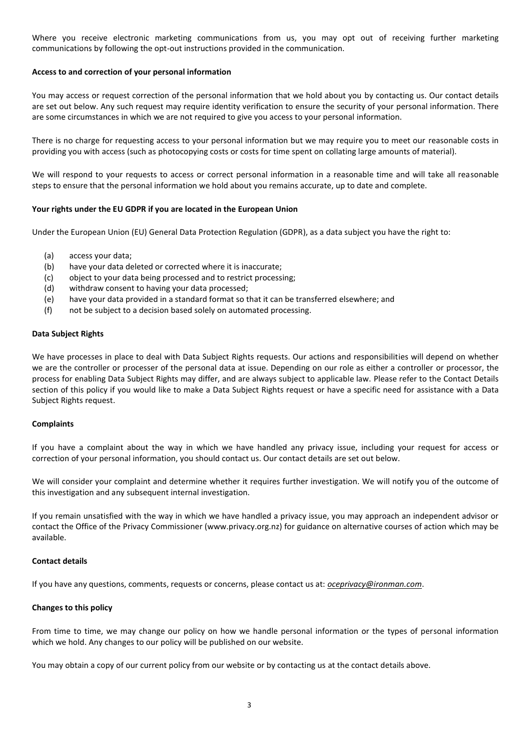Where you receive electronic marketing communications from us, you may opt out of receiving further marketing communications by following the opt-out instructions provided in the communication.

**Access to and correction of your personal information**

You may access or request correction of the personal information that we hold about you by contacting us. Our contact details are set out below. Any such request may require identity verification to ensure the security of your personal information. There are some circumstances in which we are not required to give you access to your personal information.

There is no charge for requesting access to your personal information but we may require you to meet our reasonable costs in providing you with access (such as photocopying costs or costs for time spent on collating large amounts of material).

We will respond to your requests to access or correct personal information in a reasonable time and will take all reasonable steps to ensure that the personal information we hold about you remains accurate, up to date and complete.

**Your rights under the EU GDPR if you are located in the European Union**

Under the European Union (EU) General Data Protection Regulation (GDPR), as a data subject you have the right to:

(a) access your data;
(b) have your data deleted or corrected where it is inaccurate;
(c) object to your data being processed and to restrict processing;
(d) withdraw consent to having your data processed;
(e) have your data provided in a standard format so that it can be transferred elsewhere; and
(f) not be subject to a decision based solely on automated processing.

**Data Subject Rights**

We have processes in place to deal with Data Subject Rights requests. Our actions and responsibilities will depend on whether we are the controller or processer of the personal data at issue. Depending on our role as either a controller or processor, the process for enabling Data Subject Rights may differ, and are always subject to applicable law. Please refer to the Contact Details section of this policy if you would like to make a Data Subject Rights request or have a specific need for assistance with a Data Subject Rights request.

**Complaints**

If you have a complaint about the way in which we have handled any privacy issue, including your request for access or correction of your personal information, you should contact us. Our contact details are set out below.

We will consider your complaint and determine whether it requires further investigation. We will notify you of the outcome of this investigation and any subsequent internal investigation.

If you remain unsatisfied with the way in which we have handled a privacy issue, you may approach an independent advisor or contact the Office of the Privacy Commissioner (www.privacy.org.nz) for guidance on alternative courses of action which may be available.

**Contact details**

If you have any questions, comments, requests or concerns, please contact us at: *oceprivacy@ironman.com*.

**Changes to this policy**

From time to time, we may change our policy on how we handle personal information or the types of personal information which we hold. Any changes to our policy will be published on our website.

You may obtain a copy of our current policy from our website or by contacting us at the contact details above.